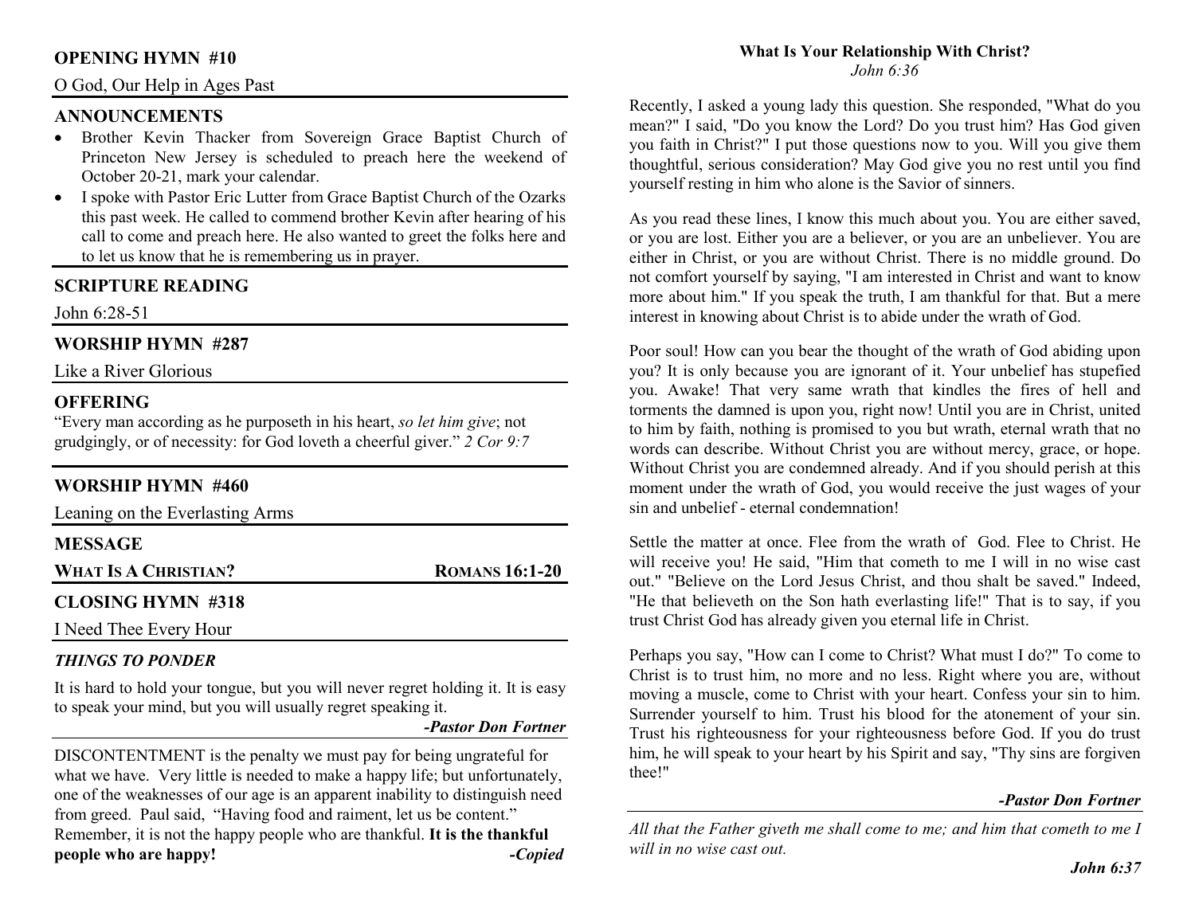## OPENING HYMN #10

O God, Our Help in Ages Past

## ANNOUNCEMENTS

- Brother Kevin Thacker from Sovereign Grace Baptist Church of Princeton New Jersey is scheduled to preach here the weekend of October 20-21, mark your calendar.
- I spoke with Pastor Eric Lutter from Grace Baptist Church of the Ozarks this past week. He called to commend brother Kevin after hearing of his call to come and preach here. He also wanted to greet the folks here and to let us know that he is remembering us in prayer.

## SCRIPTURE READING

John 6:28-51

## WORSHIP HYMN #287

Like a River Glorious

## OFFERING

"Every man according as he purposeth in his heart, *so let him give*; not grudgingly, or of necessity: for God loveth a cheerful giver." *2 Cor 9:7*

## WORSHIP HYMN #460

Leaning on the Everlasting Arms

## MESSAGE

**WHAT IS A CHRISTIAN?** **ROMANS 16:1-20**

## CLOSING HYMN #318

I Need Thee Every Hour

### *THINGS TO PONDER*

It is hard to hold your tongue, but you will never regret holding it. It is easy to speak your mind, but you will usually regret speaking it.

***-Pastor Don Fortner***

DISCONTENTMENT is the penalty we must pay for being ungrateful for what we have. Very little is needed to make a happy life; but unfortunately, one of the weaknesses of our age is an apparent inability to distinguish need from greed. Paul said, "Having food and raiment, let us be content." Remember, it is not the happy people who are thankful. **It is the thankful people who are happy!** *-Copied*

## What Is Your Relationship With Christ?

*John 6:36*

Recently, I asked a young lady this question. She responded, "What do you mean?" I said, "Do you know the Lord? Do you trust him? Has God given you faith in Christ?" I put those questions now to you. Will you give them thoughtful, serious consideration? May God give you no rest until you find yourself resting in him who alone is the Savior of sinners.

As you read these lines, I know this much about you. You are either saved, or you are lost. Either you are a believer, or you are an unbeliever. You are either in Christ, or you are without Christ. There is no middle ground. Do not comfort yourself by saying, "I am interested in Christ and want to know more about him." If you speak the truth, I am thankful for that. But a mere interest in knowing about Christ is to abide under the wrath of God.

Poor soul! How can you bear the thought of the wrath of God abiding upon you? It is only because you are ignorant of it. Your unbelief has stupefied you. Awake! That very same wrath that kindles the fires of hell and torments the damned is upon you, right now! Until you are in Christ, united to him by faith, nothing is promised to you but wrath, eternal wrath that no words can describe. Without Christ you are without mercy, grace, or hope. Without Christ you are condemned already. And if you should perish at this moment under the wrath of God, you would receive the just wages of your sin and unbelief - eternal condemnation!

Settle the matter at once. Flee from the wrath of God. Flee to Christ. He will receive you! He said, "Him that cometh to me I will in no wise cast out." "Believe on the Lord Jesus Christ, and thou shalt be saved." Indeed, "He that believeth on the Son hath everlasting life!" That is to say, if you trust Christ God has already given you eternal life in Christ.

Perhaps you say, "How can I come to Christ? What must I do?" To come to Christ is to trust him, no more and no less. Right where you are, without moving a muscle, come to Christ with your heart. Confess your sin to him. Surrender yourself to him. Trust his blood for the atonement of your sin. Trust his righteousness for your righteousness before God. If you do trust him, he will speak to your heart by his Spirit and say, "Thy sins are forgiven thee!"

***-Pastor Don Fortner***

*All that the Father giveth me shall come to me; and him that cometh to me I will in no wise cast out.*

***John 6:37***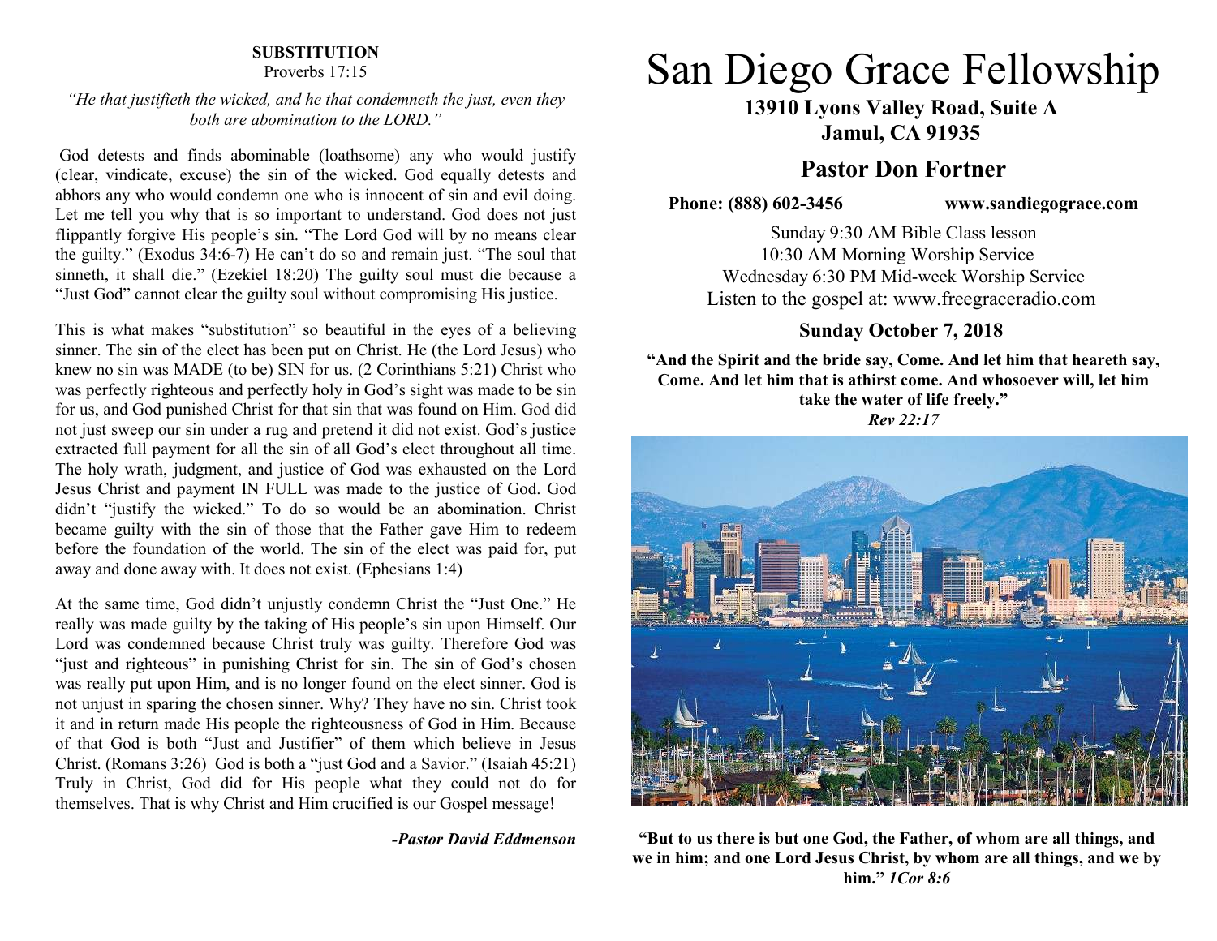**SUBSTITUTION**
Proverbs 17:15

*"He that justifieth the wicked, and he that condemneth the just, even they both are abomination to the LORD."*

God detests and finds abominable (loathsome) any who would justify (clear, vindicate, excuse) the sin of the wicked. God equally detests and abhors any who would condemn one who is innocent of sin and evil doing. Let me tell you why that is so important to understand. God does not just flippantly forgive His people's sin. "The Lord God will by no means clear the guilty." (Exodus 34:6-7) He can't do so and remain just. "The soul that sinneth, it shall die." (Ezekiel 18:20) The guilty soul must die because a "Just God" cannot clear the guilty soul without compromising His justice.

This is what makes "substitution" so beautiful in the eyes of a believing sinner. The sin of the elect has been put on Christ. He (the Lord Jesus) who knew no sin was MADE (to be) SIN for us. (2 Corinthians 5:21) Christ who was perfectly righteous and perfectly holy in God's sight was made to be sin for us, and God punished Christ for that sin that was found on Him. God did not just sweep our sin under a rug and pretend it did not exist. God's justice extracted full payment for all the sin of all God's elect throughout all time. The holy wrath, judgment, and justice of God was exhausted on the Lord Jesus Christ and payment IN FULL was made to the justice of God. God didn't "justify the wicked." To do so would be an abomination. Christ became guilty with the sin of those that the Father gave Him to redeem before the foundation of the world. The sin of the elect was paid for, put away and done away with. It does not exist. (Ephesians 1:4)

At the same time, God didn't unjustly condemn Christ the "Just One." He really was made guilty by the taking of His people's sin upon Himself. Our Lord was condemned because Christ truly was guilty. Therefore God was "just and righteous" in punishing Christ for sin. The sin of God's chosen was really put upon Him, and is no longer found on the elect sinner. God is not unjust in sparing the chosen sinner. Why? They have no sin. Christ took it and in return made His people the righteousness of God in Him. Because of that God is both "Just and Justifier" of them which believe in Jesus Christ. (Romans 3:26) God is both a "just God and a Savior." (Isaiah 45:21) Truly in Christ, God did for His people what they could not do for themselves. That is why Christ and Him crucified is our Gospel message!

***-Pastor David Eddmenson***

# San Diego Grace Fellowship

**13910 Lyons Valley Road, Suite A**
**Jamul, CA 91935**

## Pastor Don Fortner

**Phone: (888) 602-3456** **www.sandiegograce.com**

Sunday 9:30 AM Bible Class lesson
10:30 AM Morning Worship Service
Wednesday 6:30 PM Mid-week Worship Service
Listen to the gospel at: www.freegraceradio.com

### Sunday October 7, 2018

**"And the Spirit and the bride say, Come. And let him that heareth say, Come. And let him that is athirst come. And whosoever will, let him take the water of life freely."**
***Rev 22:17***

**"But to us there is but one God, the Father, of whom are all things, and we in him; and one Lord Jesus Christ, by whom are all things, and we by him."** ***1Cor 8:6***